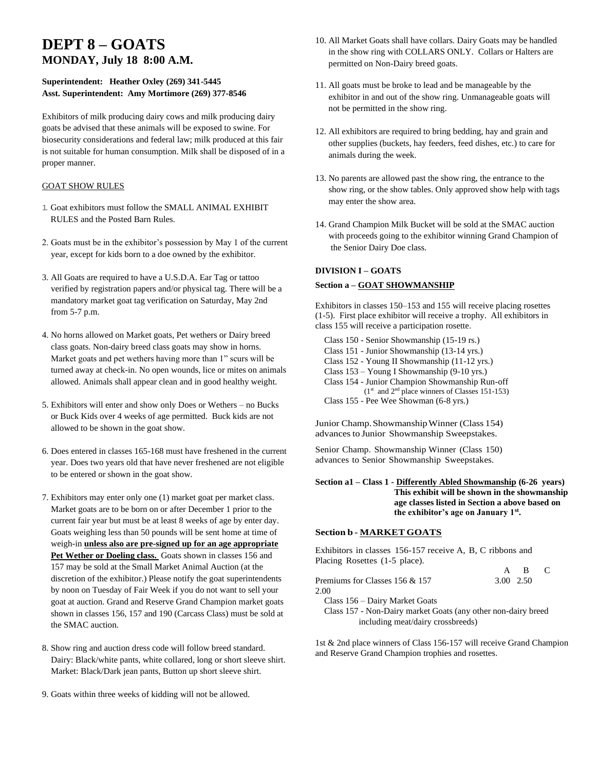# DEPT 8 – GOATS

## MONDAY, July 18 8:00 A.M.

**Superintendent: Heather Oxley (269) 341-5445**
**Asst. Superintendent: Amy Mortimore (269) 377-8546**

Exhibitors of milk producing dairy cows and milk producing dairy goats be advised that these animals will be exposed to swine. For biosecurity considerations and federal law; milk produced at this fair is not suitable for human consumption. Milk shall be disposed of in a proper manner.

GOAT SHOW RULES

1. Goat exhibitors must follow the SMALL ANIMAL EXHIBIT RULES and the Posted Barn Rules.
2. Goats must be in the exhibitor's possession by May 1 of the current year, except for kids born to a doe owned by the exhibitor.
3. All Goats are required to have a U.S.D.A. Ear Tag or tattoo verified by registration papers and/or physical tag. There will be a mandatory market goat tag verification on Saturday, May 2nd from 5-7 p.m.
4. No horns allowed on Market goats, Pet wethers or Dairy breed class goats. Non-dairy breed class goats may show in horns. Market goats and pet wethers having more than 1" scurs will be turned away at check-in. No open wounds, lice or mites on animals allowed. Animals shall appear clean and in good healthy weight.
5. Exhibitors will enter and show only Does or Wethers – no Bucks or Buck Kids over 4 weeks of age permitted. Buck kids are not allowed to be shown in the goat show.
6. Does entered in classes 165-168 must have freshened in the current year. Does two years old that have never freshened are not eligible to be entered or shown in the goat show.
7. Exhibitors may enter only one (1) market goat per market class. Market goats are to be born on or after December 1 prior to the current fair year but must be at least 8 weeks of age by enter day. Goats weighing less than 50 pounds will be sent home at time of weigh-in **unless also are pre-signed up for an age appropriate Pet Wether or Doeling class.** Goats shown in classes 156 and 157 may be sold at the Small Market Animal Auction (at the discretion of the exhibitor.) Please notify the goat superintendents by noon on Tuesday of Fair Week if you do not want to sell your goat at auction. Grand and Reserve Grand Champion market goats shown in classes 156, 157 and 190 (Carcass Class) must be sold at the SMAC auction.
8. Show ring and auction dress code will follow breed standard. Dairy: Black/white pants, white collared, long or short sleeve shirt. Market: Black/Dark jean pants, Button up short sleeve shirt.
9. Goats within three weeks of kidding will not be allowed.
10. All Market Goats shall have collars. Dairy Goats may be handled in the show ring with COLLARS ONLY. Collars or Halters are permitted on Non-Dairy breed goats.
11. All goats must be broke to lead and be manageable by the exhibitor in and out of the show ring. Unmanageable goats will not be permitted in the show ring.
12. All exhibitors are required to bring bedding, hay and grain and other supplies (buckets, hay feeders, feed dishes, etc.) to care for animals during the week.
13. No parents are allowed past the show ring, the entrance to the show ring, or the show tables. Only approved show help with tags may enter the show area.
14. Grand Champion Milk Bucket will be sold at the SMAC auction with proceeds going to the exhibitor winning Grand Champion of the Senior Dairy Doe class.

**DIVISION I – GOATS**

**Section a – GOAT SHOWMANSHIP**

Exhibitors in classes 150–153 and 155 will receive placing rosettes (1-5). First place exhibitor will receive a trophy. All exhibitors in class 155 will receive a participation rosette.

- Class 150 - Senior Showmanship (15-19 rs.)
- Class 151 - Junior Showmanship (13-14 yrs.)
- Class 152 - Young II Showmanship (11-12 yrs.)
- Class 153 – Young I Showmanship (9-10 yrs.)
- Class 154 - Junior Champion Showmanship Run-off (1st and 2nd place winners of Classes 151-153)
- Class 155 - Pee Wee Showman (6-8 yrs.)

Junior Champ. Showmanship Winner (Class 154) advances to Junior Showmanship Sweepstakes.

Senior Champ. Showmanship Winner (Class 150) advances to Senior Showmanship Sweepstakes.

**Section a1 – Class 1 - Differently Abled Showmanship (6-26 years) This exhibit will be shown in the showmanship age classes listed in Section a above based on the exhibitor's age on January 1st.**

**Section b - MARKET GOATS**

Exhibitors in classes 156-157 receive A, B, C ribbons and Placing Rosettes (1-5 place).

| | A | B | C |
|---|---|---|---|
| Premiums for Classes 156 & 157 | 3.00 | 2.50 | 2.00 |

- Class 156 – Dairy Market Goats
- Class 157 - Non-Dairy market Goats (any other non-dairy breed including meat/dairy crossbreeds)

1st & 2nd place winners of Class 156-157 will receive Grand Champion and Reserve Grand Champion trophies and rosettes.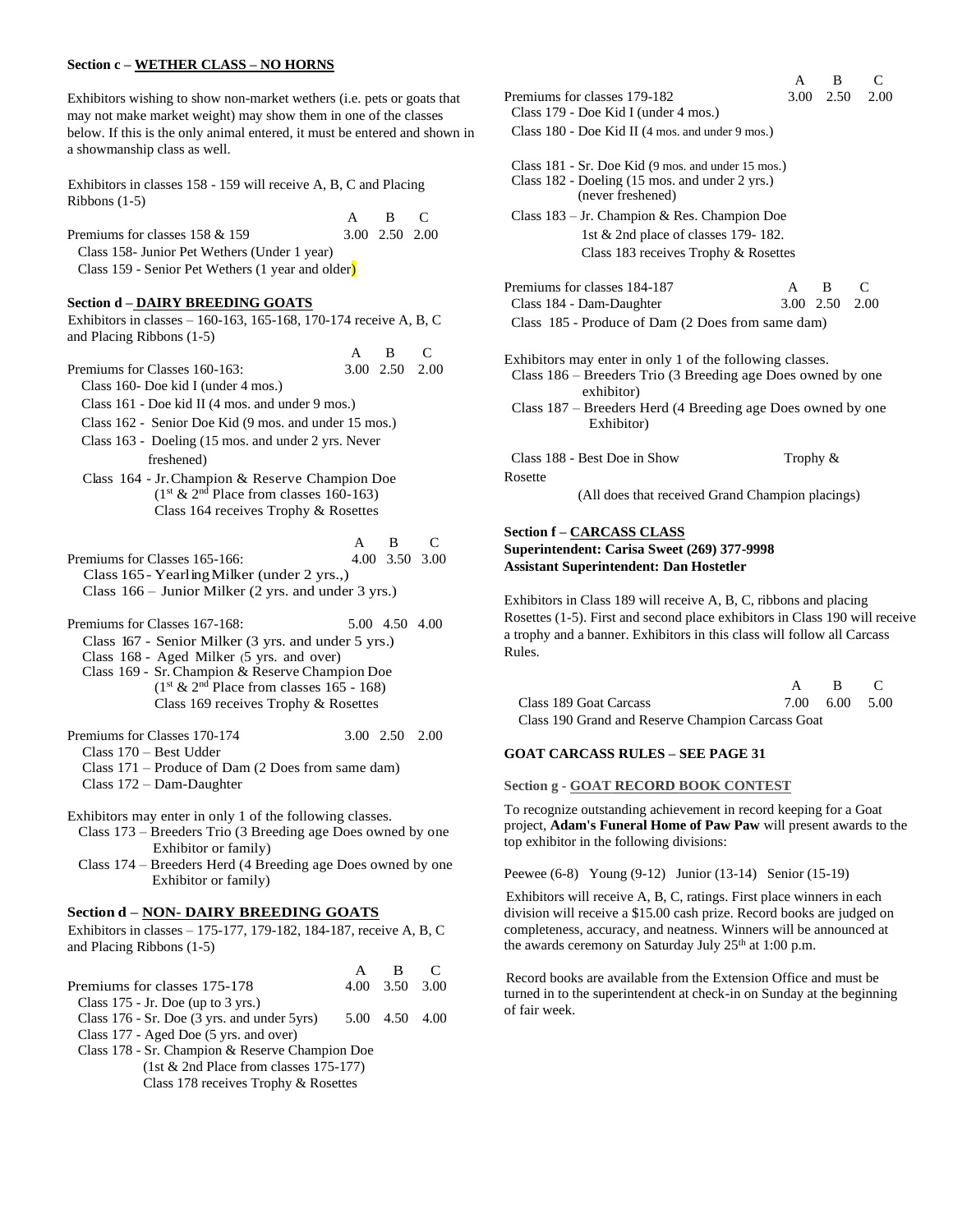**Section c – WETHER CLASS – NO HORNS**

Exhibitors wishing to show non-market wethers (i.e. pets or goats that may not make market weight) may show them in one of the classes below. If this is the only animal entered, it must be entered and shown in a showmanship class as well.

Exhibitors in classes 158 - 159 will receive A, B, C and Placing Ribbons (1-5)

| | A | B | C |
|---|---|---|---|
| Premiums for classes 158 & 159 | 3.00 | 2.50 | 2.00 |

Class 158- Junior Pet Wethers (Under 1 year)
Class 159 - Senior Pet Wethers (1 year and older)

**Section d – DAIRY BREEDING GOATS**

Exhibitors in classes – 160-163, 165-168, 170-174 receive A, B, C and Placing Ribbons (1-5)

| | A | B | C |
|---|---|---|---|
| Premiums for Classes 160-163: | 3.00 | 2.50 | 2.00 |

Class 160- Doe kid I (under 4 mos.)
Class 161 - Doe kid II (4 mos. and under 9 mos.)
Class 162 - Senior Doe Kid (9 mos. and under 15 mos.)
Class 163 - Doeling (15 mos. and under 2 yrs. Never freshened)
Class 164 - Jr. Champion & Reserve Champion Doe (1st & 2nd Place from classes 160-163) Class 164 receives Trophy & Rosettes

| | A | B | C |
|---|---|---|---|
| Premiums for Classes 165-166: | 4.00 | 3.50 | 3.00 |

Class 165 - Yearling Milker (under 2 yrs.,)
Class 166 – Junior Milker (2 yrs. and under 3 yrs.)

| | | | |
|---|---|---|---|
| Premiums for Classes 167-168: | 5.00 | 4.50 | 4.00 |

Class 167 - Senior Milker (3 yrs. and under 5 yrs.)
Class 168 - Aged Milker (5 yrs. and over)
Class 169 - Sr. Champion & Reserve Champion Doe (1st & 2nd Place from classes 165 - 168) Class 169 receives Trophy & Rosettes

| | | | |
|---|---|---|---|
| Premiums for Classes 170-174 | 3.00 | 2.50 | 2.00 |

Class 170 – Best Udder
Class 171 – Produce of Dam (2 Does from same dam)
Class 172 – Dam-Daughter

Exhibitors may enter in only 1 of the following classes.
Class 173 – Breeders Trio (3 Breeding age Does owned by one Exhibitor or family)
Class 174 – Breeders Herd (4 Breeding age Does owned by one Exhibitor or family)

**Section d – NON- DAIRY BREEDING GOATS**

Exhibitors in classes – 175-177, 179-182, 184-187, receive A, B, C and Placing Ribbons (1-5)

| | A | B | C |
|---|---|---|---|
| Premiums for classes 175-178 | 4.00 | 3.50 | 3.00 |
| Class 175 - Jr. Doe (up to 3 yrs.) | | | |
| Class 176 - Sr. Doe (3 yrs. and under 5yrs) | 5.00 | 4.50 | 4.00 |

Class 177 - Aged Doe (5 yrs. and over)
Class 178 - Sr. Champion & Reserve Champion Doe (1st & 2nd Place from classes 175-177) Class 178 receives Trophy & Rosettes

| | A | B | C |
|---|---|---|---|
| Premiums for classes 179-182 | 3.00 | 2.50 | 2.00 |

Class 179 - Doe Kid I (under 4 mos.)
Class 180 - Doe Kid II (4 mos. and under 9 mos.)
Class 181 - Sr. Doe Kid (9 mos. and under 15 mos.)
Class 182 - Doeling (15 mos. and under 2 yrs.) (never freshened)
Class 183 – Jr. Champion & Res. Champion Doe 1st & 2nd place of classes 179- 182. Class 183 receives Trophy & Rosettes

| | A | B | C |
|---|---|---|---|
| Premiums for classes 184-187 | | | |
| Class 184 - Dam-Daughter | 3.00 | 2.50 | 2.00 |

Class 185 - Produce of Dam (2 Does from same dam)

Exhibitors may enter in only 1 of the following classes.
Class 186 – Breeders Trio (3 Breeding age Does owned by one exhibitor)
Class 187 – Breeders Herd (4 Breeding age Does owned by one Exhibitor)

Class 188 - Best Doe in Show Trophy & Rosette
(All does that received Grand Champion placings)

**Section f – CARCASS CLASS**
**Superintendent: Carisa Sweet (269) 377-9998**
**Assistant Superintendent: Dan Hostetler**

Exhibitors in Class 189 will receive A, B, C, ribbons and placing Rosettes (1-5). First and second place exhibitors in Class 190 will receive a trophy and a banner. Exhibitors in this class will follow all Carcass Rules.

| | A | B | C |
|---|---|---|---|
| Class 189 Goat Carcass | 7.00 | 6.00 | 5.00 |

Class 190 Grand and Reserve Champion Carcass Goat

**GOAT CARCASS RULES – SEE PAGE 31**

**Section g - GOAT RECORD BOOK CONTEST**

To recognize outstanding achievement in record keeping for a Goat project, **Adam's Funeral Home of Paw Paw** will present awards to the top exhibitor in the following divisions:

Peewee (6-8) Young (9-12) Junior (13-14) Senior (15-19)

Exhibitors will receive A, B, C, ratings. First place winners in each division will receive a $15.00 cash prize. Record books are judged on completeness, accuracy, and neatness. Winners will be announced at the awards ceremony on Saturday July 25th at 1:00 p.m.

Record books are available from the Extension Office and must be turned in to the superintendent at check-in on Sunday at the beginning of fair week.